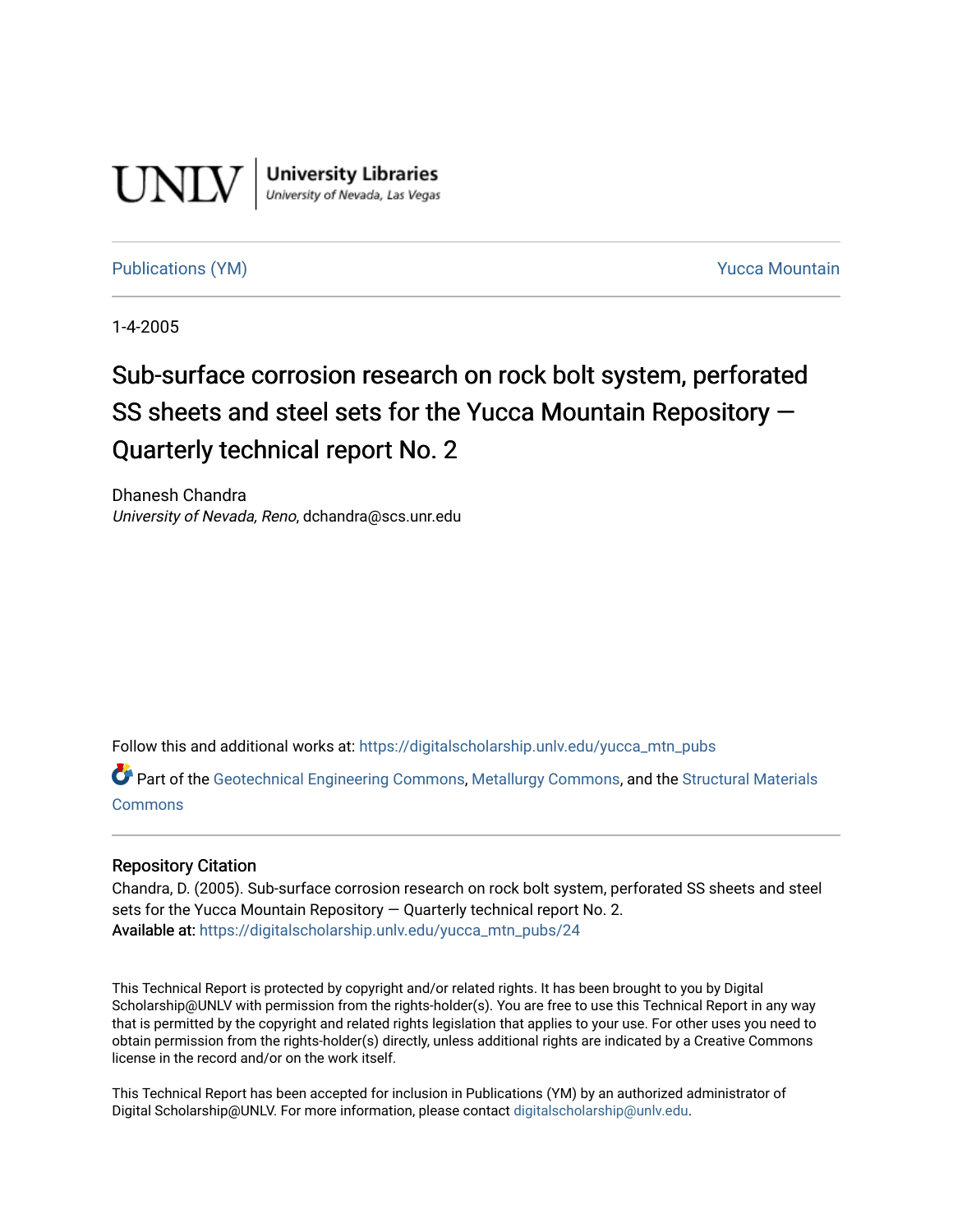UNLV | University Libraries
University of Nevada, Las Vegas

Publications (YM) — Yucca Mountain

1-4-2005

# Sub-surface corrosion research on rock bolt system, perforated SS sheets and steel sets for the Yucca Mountain Repository — Quarterly technical report No. 2

Dhanesh Chandra
*University of Nevada, Reno*, dchandra@scs.unr.edu

Follow this and additional works at: https://digitalscholarship.unlv.edu/yucca_mtn_pubs

Part of the Geotechnical Engineering Commons, Metallurgy Commons, and the Structural Materials Commons

## Repository Citation

Chandra, D. (2005). Sub-surface corrosion research on rock bolt system, perforated SS sheets and steel sets for the Yucca Mountain Repository — Quarterly technical report No. 2.
**Available at:** https://digitalscholarship.unlv.edu/yucca_mtn_pubs/24

This Technical Report is protected by copyright and/or related rights. It has been brought to you by Digital Scholarship@UNLV with permission from the rights-holder(s). You are free to use this Technical Report in any way that is permitted by the copyright and related rights legislation that applies to your use. For other uses you need to obtain permission from the rights-holder(s) directly, unless additional rights are indicated by a Creative Commons license in the record and/or on the work itself.

This Technical Report has been accepted for inclusion in Publications (YM) by an authorized administrator of Digital Scholarship@UNLV. For more information, please contact digitalscholarship@unlv.edu.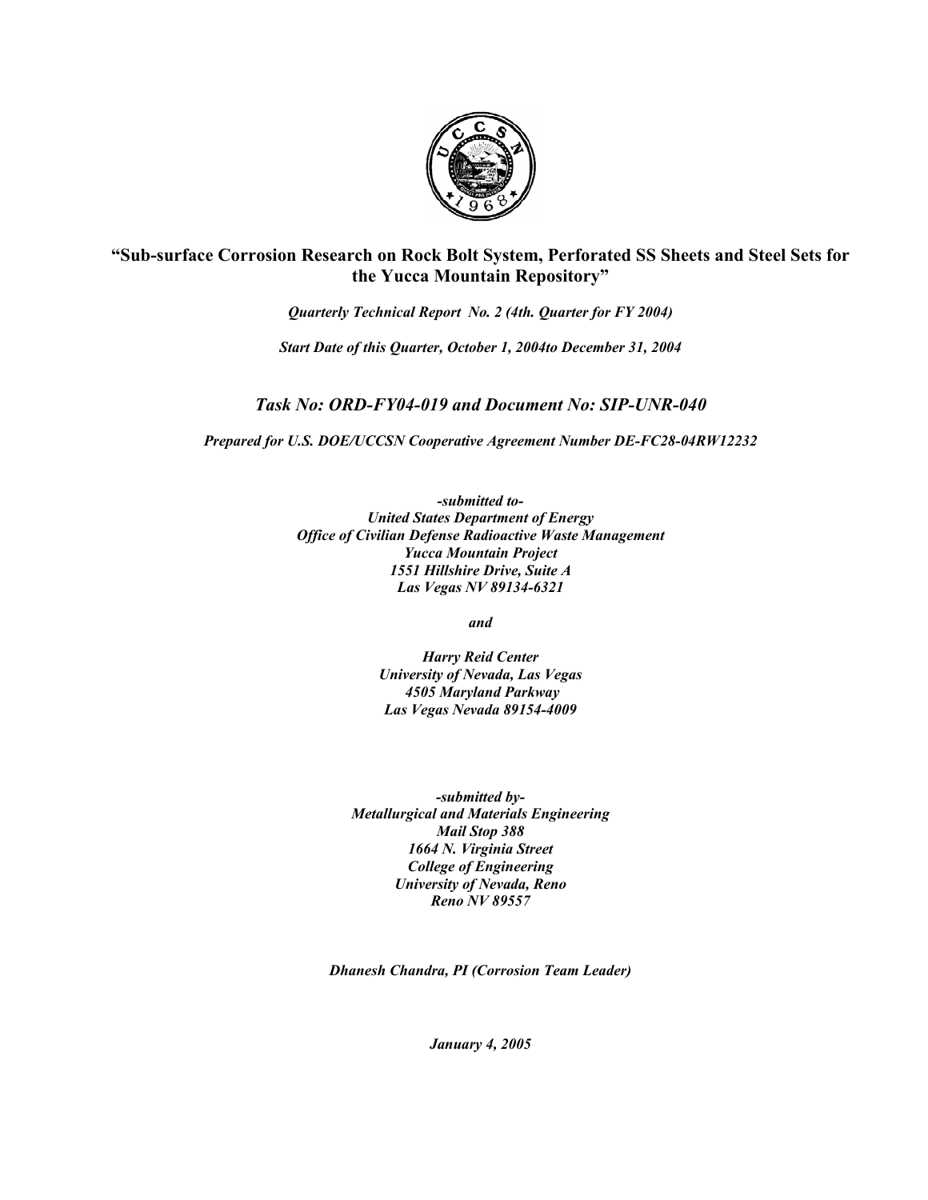# "Sub-surface Corrosion Research on Rock Bolt System, Perforated SS Sheets and Steel Sets for the Yucca Mountain Repository"

***Quarterly Technical Report No. 2 (4th. Quarter for FY 2004)***

***Start Date of this Quarter, October 1, 2004to December 31, 2004***

## *Task No: ORD-FY04-019 and Document No: SIP-UNR-040*

***Prepared for U.S. DOE/UCCSN Cooperative Agreement Number DE-FC28-04RW12232***

***-submitted to-***
***United States Department of Energy***
***Office of Civilian Defense Radioactive Waste Management***
***Yucca Mountain Project***
***1551 Hillshire Drive, Suite A***
***Las Vegas NV 89134-6321***

***and***

***Harry Reid Center***
***University of Nevada, Las Vegas***
***4505 Maryland Parkway***
***Las Vegas Nevada 89154-4009***

***-submitted by-***
***Metallurgical and Materials Engineering***
***Mail Stop 388***
***1664 N. Virginia Street***
***College of Engineering***
***University of Nevada, Reno***
***Reno NV 89557***

***Dhanesh Chandra, PI (Corrosion Team Leader)***

***January 4, 2005***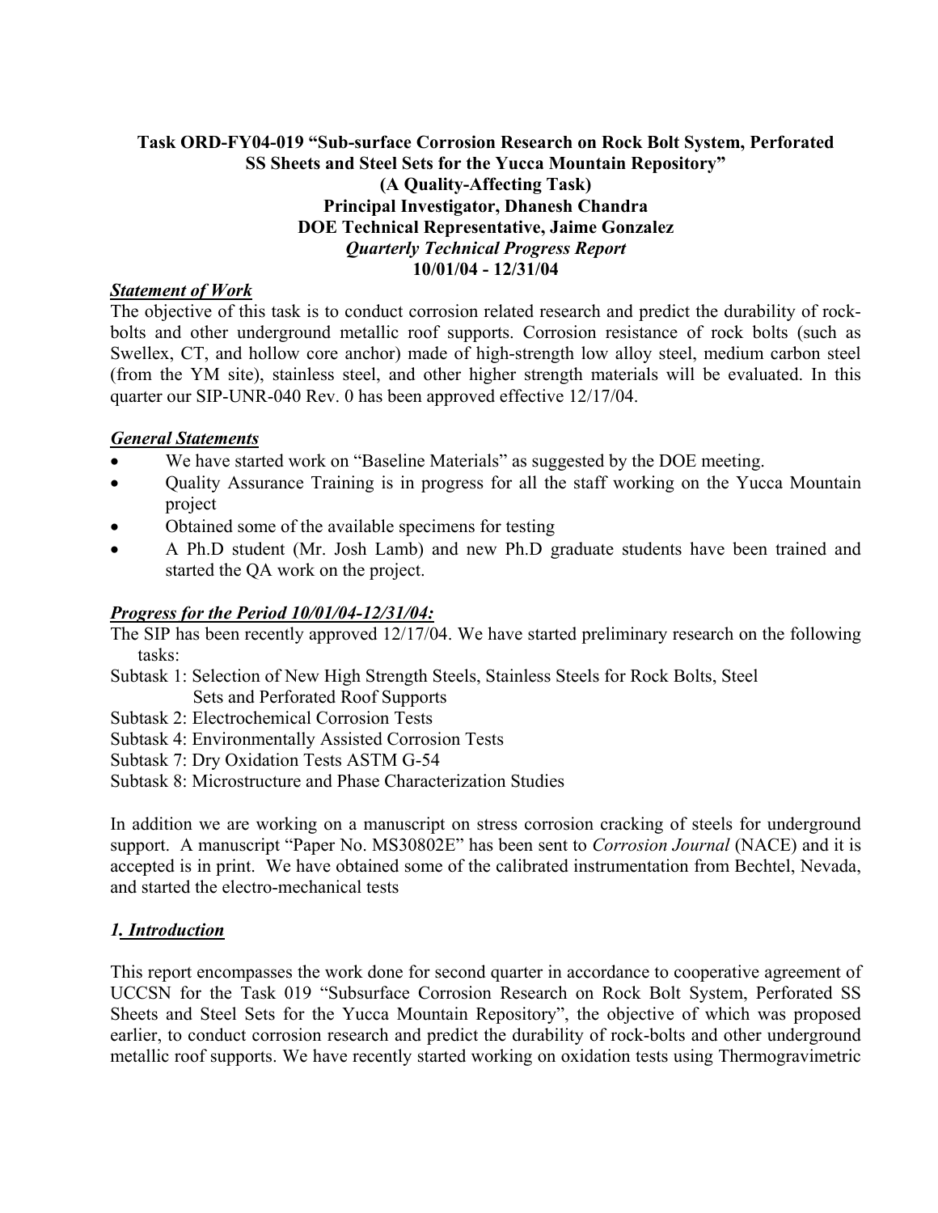**Task ORD-FY04-019 "Sub-surface Corrosion Research on Rock Bolt System, Perforated SS Sheets and Steel Sets for the Yucca Mountain Repository"**
**(A Quality-Affecting Task)**
**Principal Investigator, Dhanesh Chandra**
**DOE Technical Representative, Jaime Gonzalez**
***Quarterly Technical Progress Report***
**10/01/04 - 12/31/04**

***Statement of Work***

The objective of this task is to conduct corrosion related research and predict the durability of rock-bolts and other underground metallic roof supports. Corrosion resistance of rock bolts (such as Swellex, CT, and hollow core anchor) made of high-strength low alloy steel, medium carbon steel (from the YM site), stainless steel, and other higher strength materials will be evaluated. In this quarter our SIP-UNR-040 Rev. 0 has been approved effective 12/17/04.

***General Statements***

- We have started work on "Baseline Materials" as suggested by the DOE meeting.
- Quality Assurance Training is in progress for all the staff working on the Yucca Mountain project
- Obtained some of the available specimens for testing
- A Ph.D student (Mr. Josh Lamb) and new Ph.D graduate students have been trained and started the QA work on the project.

***Progress for the Period 10/01/04-12/31/04:***

The SIP has been recently approved 12/17/04. We have started preliminary research on the following tasks:

Subtask 1: Selection of New High Strength Steels, Stainless Steels for Rock Bolts, Steel Sets and Perforated Roof Supports
Subtask 2: Electrochemical Corrosion Tests
Subtask 4: Environmentally Assisted Corrosion Tests
Subtask 7: Dry Oxidation Tests ASTM G-54
Subtask 8: Microstructure and Phase Characterization Studies

In addition we are working on a manuscript on stress corrosion cracking of steels for underground support. A manuscript "Paper No. MS30802E" has been sent to *Corrosion Journal* (NACE) and it is accepted is in print. We have obtained some of the calibrated instrumentation from Bechtel, Nevada, and started the electro-mechanical tests

## ***1. Introduction***

This report encompasses the work done for second quarter in accordance to cooperative agreement of UCCSN for the Task 019 "Subsurface Corrosion Research on Rock Bolt System, Perforated SS Sheets and Steel Sets for the Yucca Mountain Repository", the objective of which was proposed earlier, to conduct corrosion research and predict the durability of rock-bolts and other underground metallic roof supports. We have recently started working on oxidation tests using Thermogravimetric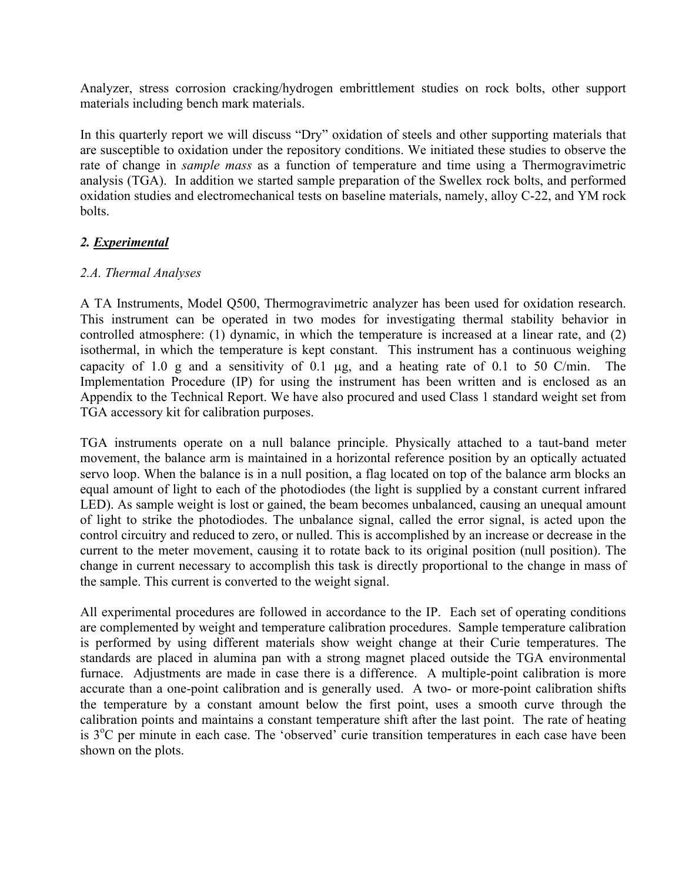Analyzer, stress corrosion cracking/hydrogen embrittlement studies on rock bolts, other support materials including bench mark materials.

In this quarterly report we will discuss "Dry" oxidation of steels and other supporting materials that are susceptible to oxidation under the repository conditions. We initiated these studies to observe the rate of change in *sample mass* as a function of temperature and time using a Thermogravimetric analysis (TGA). In addition we started sample preparation of the Swellex rock bolts, and performed oxidation studies and electromechanical tests on baseline materials, namely, alloy C-22, and YM rock bolts.

## *2. Experimental*

### *2.A. Thermal Analyses*

A TA Instruments, Model Q500, Thermogravimetric analyzer has been used for oxidation research. This instrument can be operated in two modes for investigating thermal stability behavior in controlled atmosphere: (1) dynamic, in which the temperature is increased at a linear rate, and (2) isothermal, in which the temperature is kept constant. This instrument has a continuous weighing capacity of 1.0 g and a sensitivity of 0.1 μg, and a heating rate of 0.1 to 50 C/min. The Implementation Procedure (IP) for using the instrument has been written and is enclosed as an Appendix to the Technical Report. We have also procured and used Class 1 standard weight set from TGA accessory kit for calibration purposes.

TGA instruments operate on a null balance principle. Physically attached to a taut-band meter movement, the balance arm is maintained in a horizontal reference position by an optically actuated servo loop. When the balance is in a null position, a flag located on top of the balance arm blocks an equal amount of light to each of the photodiodes (the light is supplied by a constant current infrared LED). As sample weight is lost or gained, the beam becomes unbalanced, causing an unequal amount of light to strike the photodiodes. The unbalance signal, called the error signal, is acted upon the control circuitry and reduced to zero, or nulled. This is accomplished by an increase or decrease in the current to the meter movement, causing it to rotate back to its original position (null position). The change in current necessary to accomplish this task is directly proportional to the change in mass of the sample. This current is converted to the weight signal.

All experimental procedures are followed in accordance to the IP. Each set of operating conditions are complemented by weight and temperature calibration procedures. Sample temperature calibration is performed by using different materials show weight change at their Curie temperatures. The standards are placed in alumina pan with a strong magnet placed outside the TGA environmental furnace. Adjustments are made in case there is a difference. A multiple-point calibration is more accurate than a one-point calibration and is generally used. A two- or more-point calibration shifts the temperature by a constant amount below the first point, uses a smooth curve through the calibration points and maintains a constant temperature shift after the last point. The rate of heating is $3^{o}$C per minute in each case. The 'observed' curie transition temperatures in each case have been shown on the plots.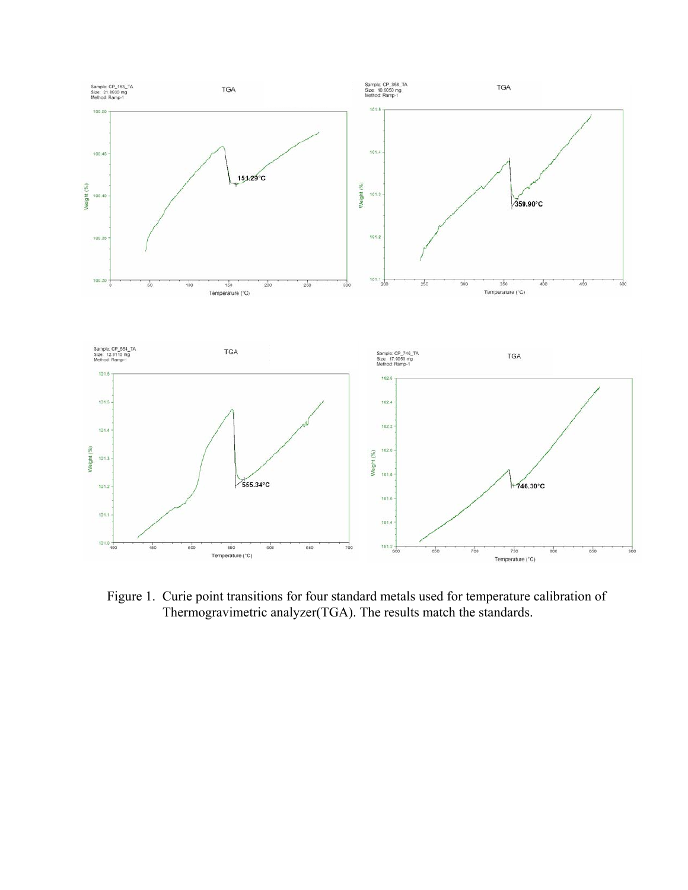Figure 1. Curie point transitions for four standard metals used for temperature calibration of Thermogravimetric analyzer(TGA). The results match the standards.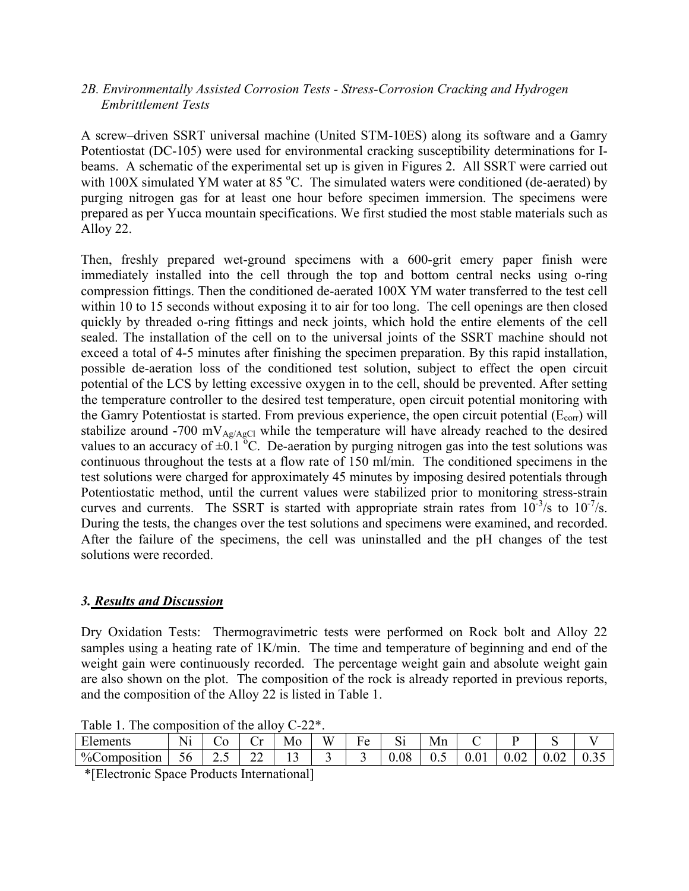*2B. Environmentally Assisted Corrosion Tests - Stress-Corrosion Cracking and Hydrogen Embrittlement Tests*

A screw–driven SSRT universal machine (United STM-10ES) along its software and a Gamry Potentiostat (DC-105) were used for environmental cracking susceptibility determinations for I-beams. A schematic of the experimental set up is given in Figures 2. All SSRT were carried out with 100X simulated YM water at 85 $^{o}$C. The simulated waters were conditioned (de-aerated) by purging nitrogen gas for at least one hour before specimen immersion. The specimens were prepared as per Yucca mountain specifications. We first studied the most stable materials such as Alloy 22.

Then, freshly prepared wet-ground specimens with a 600-grit emery paper finish were immediately installed into the cell through the top and bottom central necks using o-ring compression fittings. Then the conditioned de-aerated 100X YM water transferred to the test cell within 10 to 15 seconds without exposing it to air for too long. The cell openings are then closed quickly by threaded o-ring fittings and neck joints, which hold the entire elements of the cell sealed. The installation of the cell on to the universal joints of the SSRT machine should not exceed a total of 4-5 minutes after finishing the specimen preparation. By this rapid installation, possible de-aeration loss of the conditioned test solution, subject to effect the open circuit potential of the LCS by letting excessive oxygen in to the cell, should be prevented. After setting the temperature controller to the desired test temperature, open circuit potential monitoring with the Gamry Potentiostat is started. From previous experience, the open circuit potential ($E_{corr}$) will stabilize around -700 $mV_{Ag/AgCl}$ while the temperature will have already reached to the desired values to an accuracy of ±0.1 $^{o}$C. De-aeration by purging nitrogen gas into the test solutions was continuous throughout the tests at a flow rate of 150 ml/min. The conditioned specimens in the test solutions were charged for approximately 45 minutes by imposing desired potentials through Potentiostatic method, until the current values were stabilized prior to monitoring stress-strain curves and currents. The SSRT is started with appropriate strain rates from $10^{-3}$/s to $10^{-7}$/s. During the tests, the changes over the test solutions and specimens were examined, and recorded. After the failure of the specimens, the cell was uninstalled and the pH changes of the test solutions were recorded.

## *3. Results and Discussion*

Dry Oxidation Tests: Thermogravimetric tests were performed on Rock bolt and Alloy 22 samples using a heating rate of 1K/min. The time and temperature of beginning and end of the weight gain were continuously recorded. The percentage weight gain and absolute weight gain are also shown on the plot. The composition of the rock is already reported in previous reports, and the composition of the Alloy 22 is listed in Table 1.

Table 1. The composition of the alloy C-22*.

| Elements | Ni | Co | Cr | Mo | W | Fe | Si | Mn | C | P | S | V |
|---|---|---|---|---|---|---|---|---|---|---|---|---|
| %Composition | 56 | 2.5 | 22 | 13 | 3 | 3 | 0.08 | 0.5 | 0.01 | 0.02 | 0.02 | 0.35 |

*[Electronic Space Products International]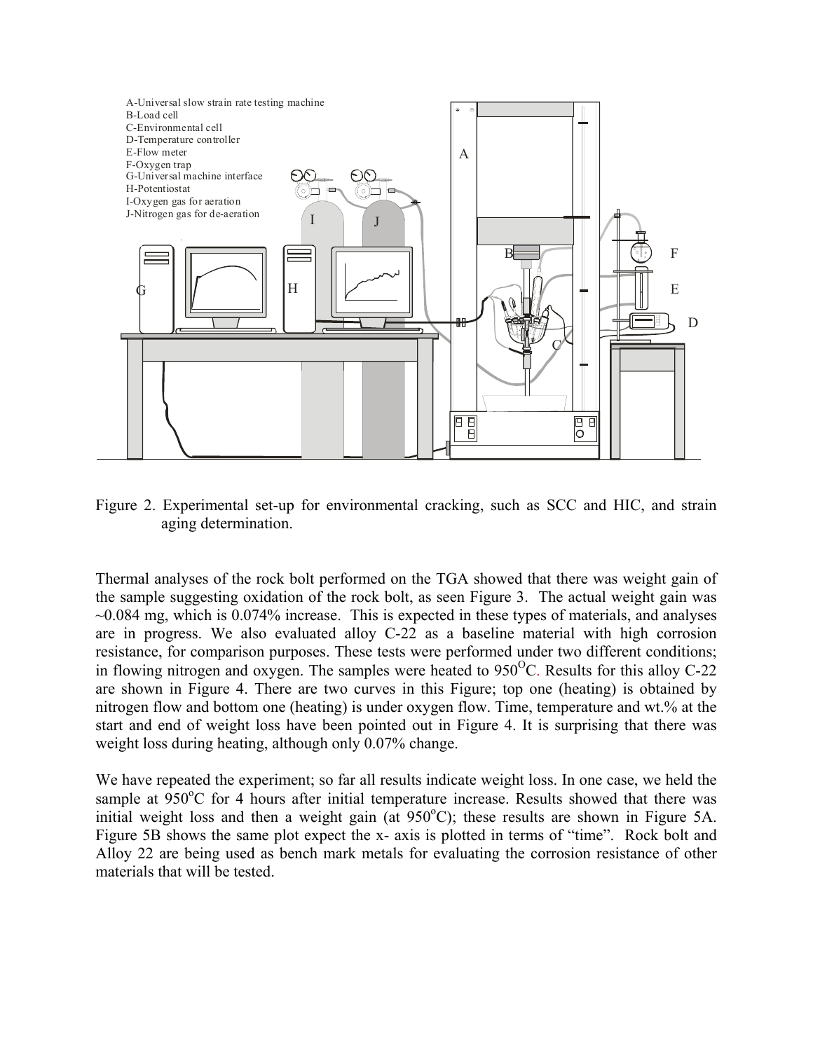Figure 2. Experimental set-up for environmental cracking, such as SCC and HIC, and strain aging determination.

Thermal analyses of the rock bolt performed on the TGA showed that there was weight gain of the sample suggesting oxidation of the rock bolt, as seen Figure 3. The actual weight gain was ~0.084 mg, which is 0.074% increase. This is expected in these types of materials, and analyses are in progress. We also evaluated alloy C-22 as a baseline material with high corrosion resistance, for comparison purposes. These tests were performed under two different conditions; in flowing nitrogen and oxygen. The samples were heated to 950$^{O}$C. Results for this alloy C-22 are shown in Figure 4. There are two curves in this Figure; top one (heating) is obtained by nitrogen flow and bottom one (heating) is under oxygen flow. Time, temperature and wt.% at the start and end of weight loss have been pointed out in Figure 4. It is surprising that there was weight loss during heating, although only 0.07% change.

We have repeated the experiment; so far all results indicate weight loss. In one case, we held the sample at 950$^{o}$C for 4 hours after initial temperature increase. Results showed that there was initial weight loss and then a weight gain (at 950$^{o}$C); these results are shown in Figure 5A. Figure 5B shows the same plot expect the x- axis is plotted in terms of "time". Rock bolt and Alloy 22 are being used as bench mark metals for evaluating the corrosion resistance of other materials that will be tested.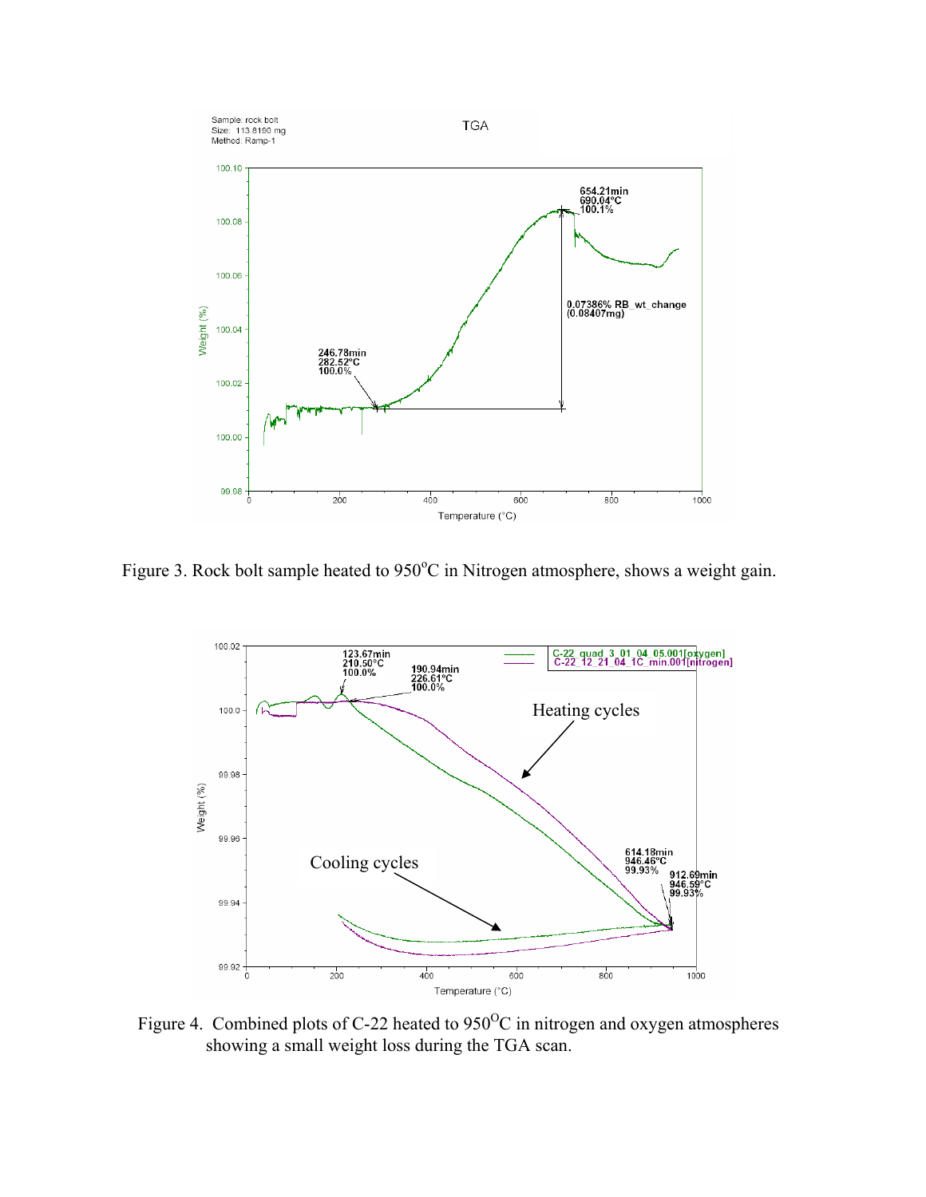Figure 3. Rock bolt sample heated to 950$^{o}$C in Nitrogen atmosphere, shows a weight gain.

Figure 4. Combined plots of C-22 heated to 950$^{O}$C in nitrogen and oxygen atmospheres showing a small weight loss during the TGA scan.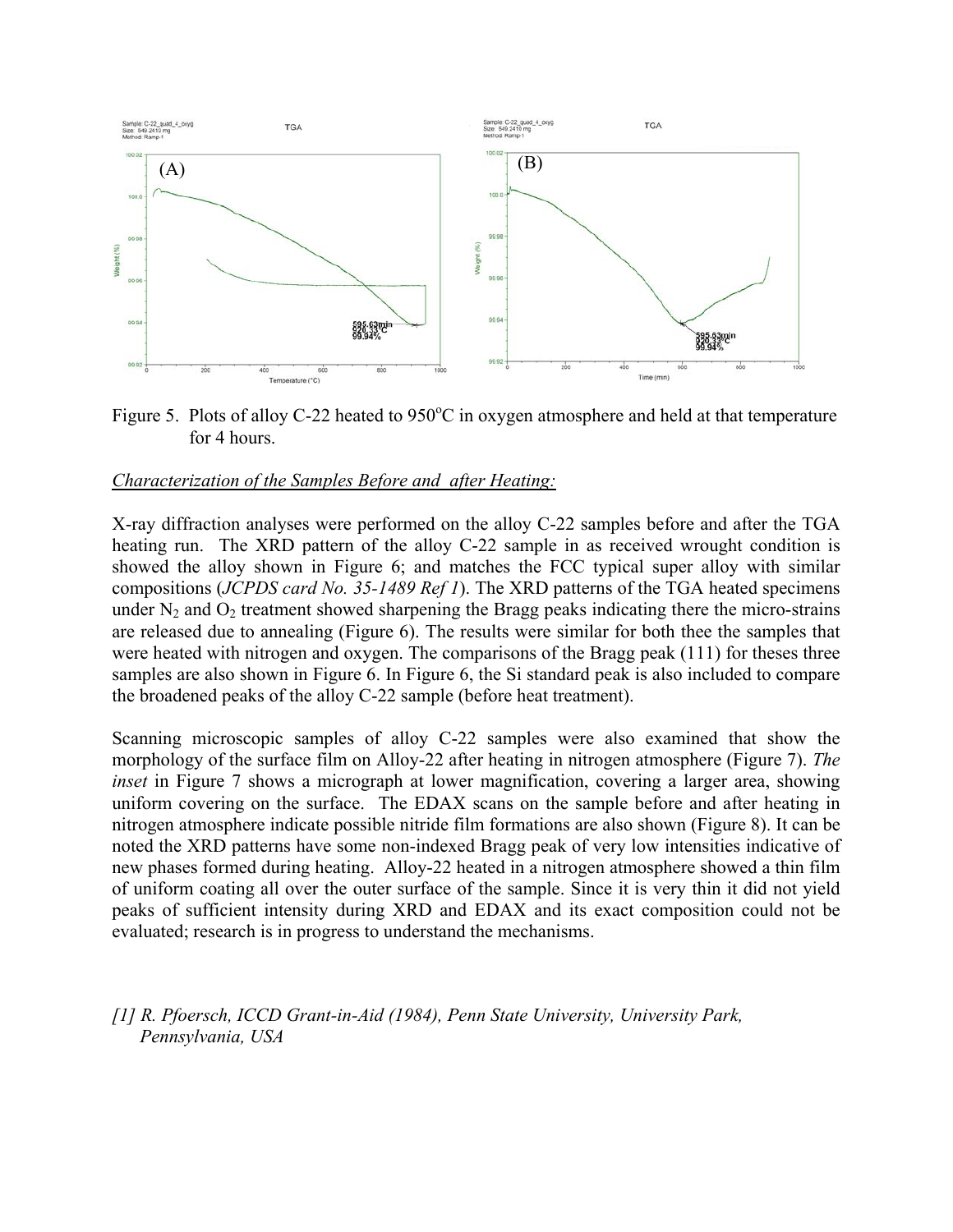Figure 5. Plots of alloy C-22 heated to 950$^oC$ in oxygen atmosphere and held at that temperature for 4 hours.

*Characterization of the Samples Before and after Heating:*

X-ray diffraction analyses were performed on the alloy C-22 samples before and after the TGA heating run. The XRD pattern of the alloy C-22 sample in as received wrought condition is showed the alloy shown in Figure 6; and matches the FCC typical super alloy with similar compositions (*JCPDS card No. 35-1489 Ref 1*). The XRD patterns of the TGA heated specimens under $N_2$ and $O_2$ treatment showed sharpening the Bragg peaks indicating there the micro-strains are released due to annealing (Figure 6). The results were similar for both thee the samples that were heated with nitrogen and oxygen. The comparisons of the Bragg peak (111) for theses three samples are also shown in Figure 6. In Figure 6, the Si standard peak is also included to compare the broadened peaks of the alloy C-22 sample (before heat treatment).

Scanning microscopic samples of alloy C-22 samples were also examined that show the morphology of the surface film on Alloy-22 after heating in nitrogen atmosphere (Figure 7). *The inset* in Figure 7 shows a micrograph at lower magnification, covering a larger area, showing uniform covering on the surface. The EDAX scans on the sample before and after heating in nitrogen atmosphere indicate possible nitride film formations are also shown (Figure 8). It can be noted the XRD patterns have some non-indexed Bragg peak of very low intensities indicative of new phases formed during heating. Alloy-22 heated in a nitrogen atmosphere showed a thin film of uniform coating all over the outer surface of the sample. Since it is very thin it did not yield peaks of sufficient intensity during XRD and EDAX and its exact composition could not be evaluated; research is in progress to understand the mechanisms.

*[1] R. Pfoersch, ICCD Grant-in-Aid (1984), Penn State University, University Park, Pennsylvania, USA*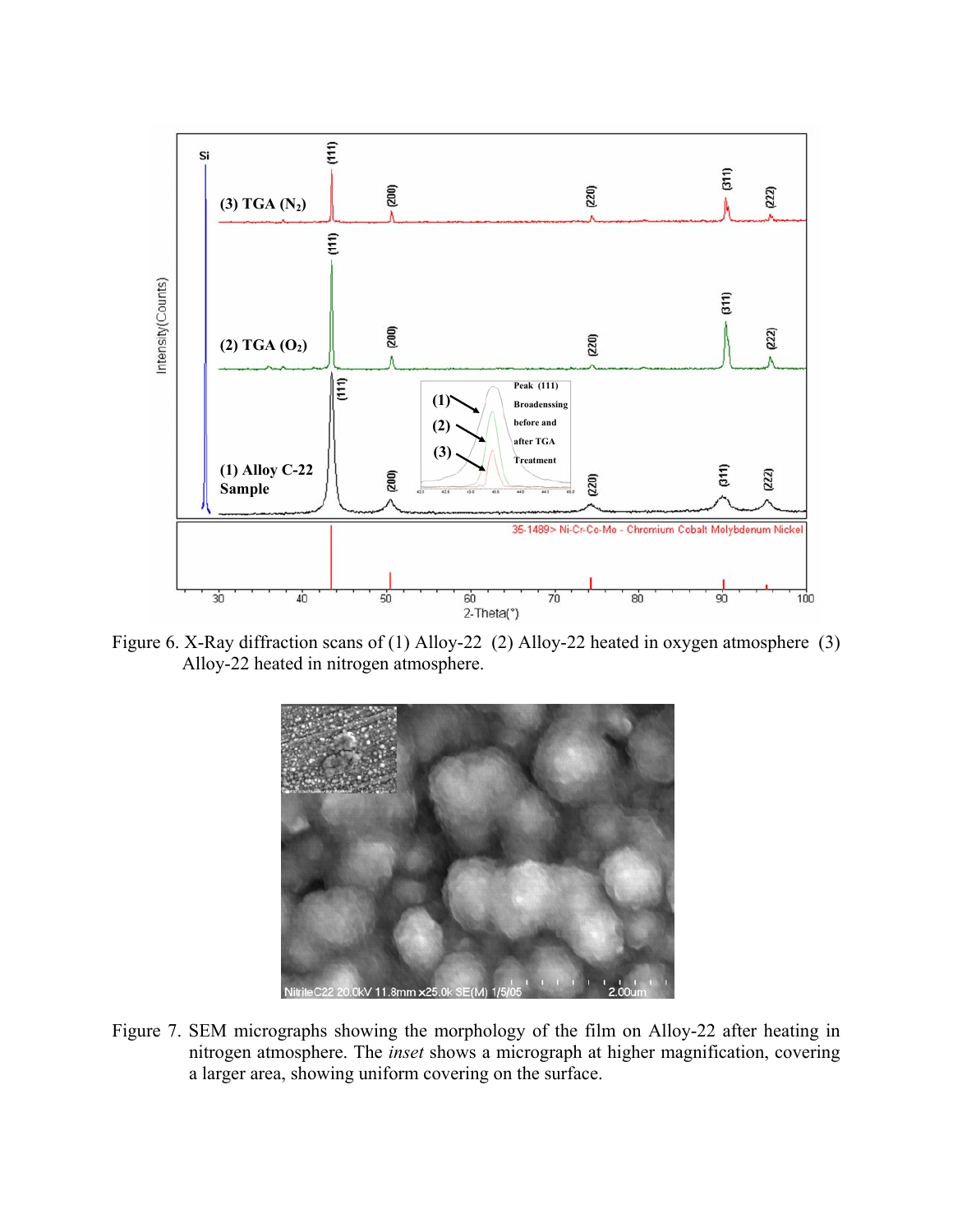Figure 6. X-Ray diffraction scans of (1) Alloy-22 (2) Alloy-22 heated in oxygen atmosphere (3) Alloy-22 heated in nitrogen atmosphere.

Figure 7. SEM micrographs showing the morphology of the film on Alloy-22 after heating in nitrogen atmosphere. The *inset* shows a micrograph at higher magnification, covering a larger area, showing uniform covering on the surface.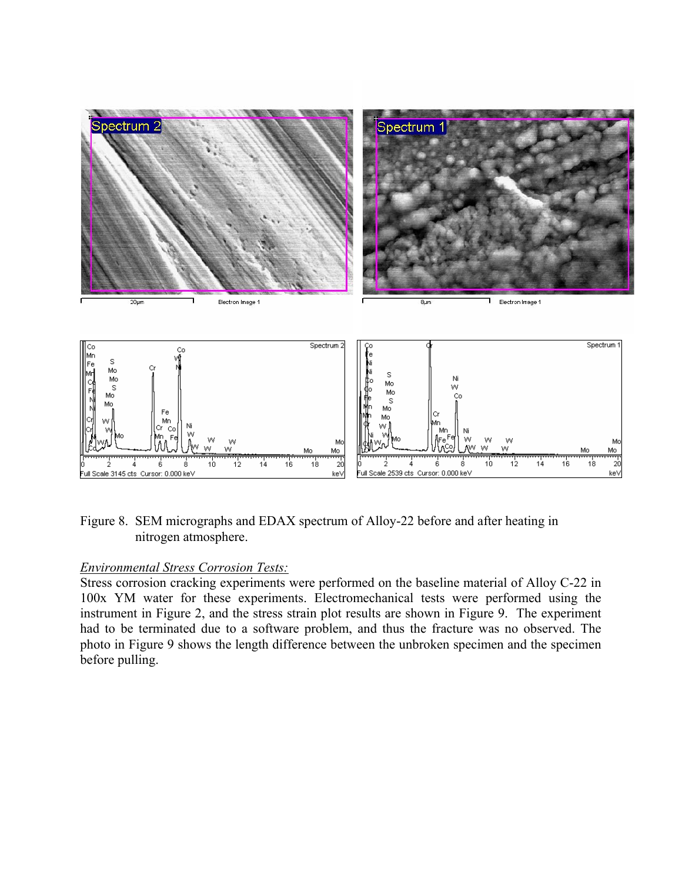Figure 8. SEM micrographs and EDAX spectrum of Alloy-22 before and after heating in nitrogen atmosphere.

*Environmental Stress Corrosion Tests:*

Stress corrosion cracking experiments were performed on the baseline material of Alloy C-22 in 100x YM water for these experiments. Electromechanical tests were performed using the instrument in Figure 2, and the stress strain plot results are shown in Figure 9. The experiment had to be terminated due to a software problem, and thus the fracture was no observed. The photo in Figure 9 shows the length difference between the unbroken specimen and the specimen before pulling.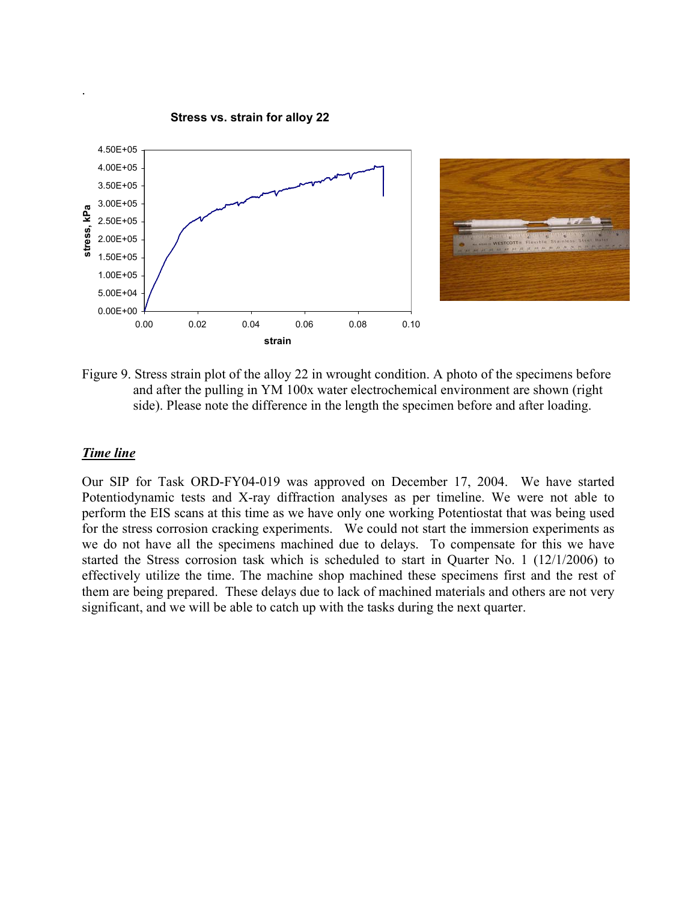.

Stress vs. strain for alloy 22

stress, kPa

4.50E+05
4.00E+05
3.50E+05
3.00E+05
2.50E+05
2.00E+05
1.50E+05
1.00E+05
5.00E+04
0.00E+00

0.00 0.02 0.04 0.06 0.08 0.10

strain

Figure 9. Stress strain plot of the alloy 22 in wrought condition. A photo of the specimens before and after the pulling in YM 100x water electrochemical environment are shown (right side). Please note the difference in the length the specimen before and after loading.

## ***Time line***

Our SIP for Task ORD-FY04-019 was approved on December 17, 2004. We have started Potentiodynamic tests and X-ray diffraction analyses as per timeline. We were not able to perform the EIS scans at this time as we have only one working Potentiostat that was being used for the stress corrosion cracking experiments. We could not start the immersion experiments as we do not have all the specimens machined due to delays. To compensate for this we have started the Stress corrosion task which is scheduled to start in Quarter No. 1 (12/1/2006) to effectively utilize the time. The machine shop machined these specimens first and the rest of them are being prepared. These delays due to lack of machined materials and others are not very significant, and we will be able to catch up with the tasks during the next quarter.